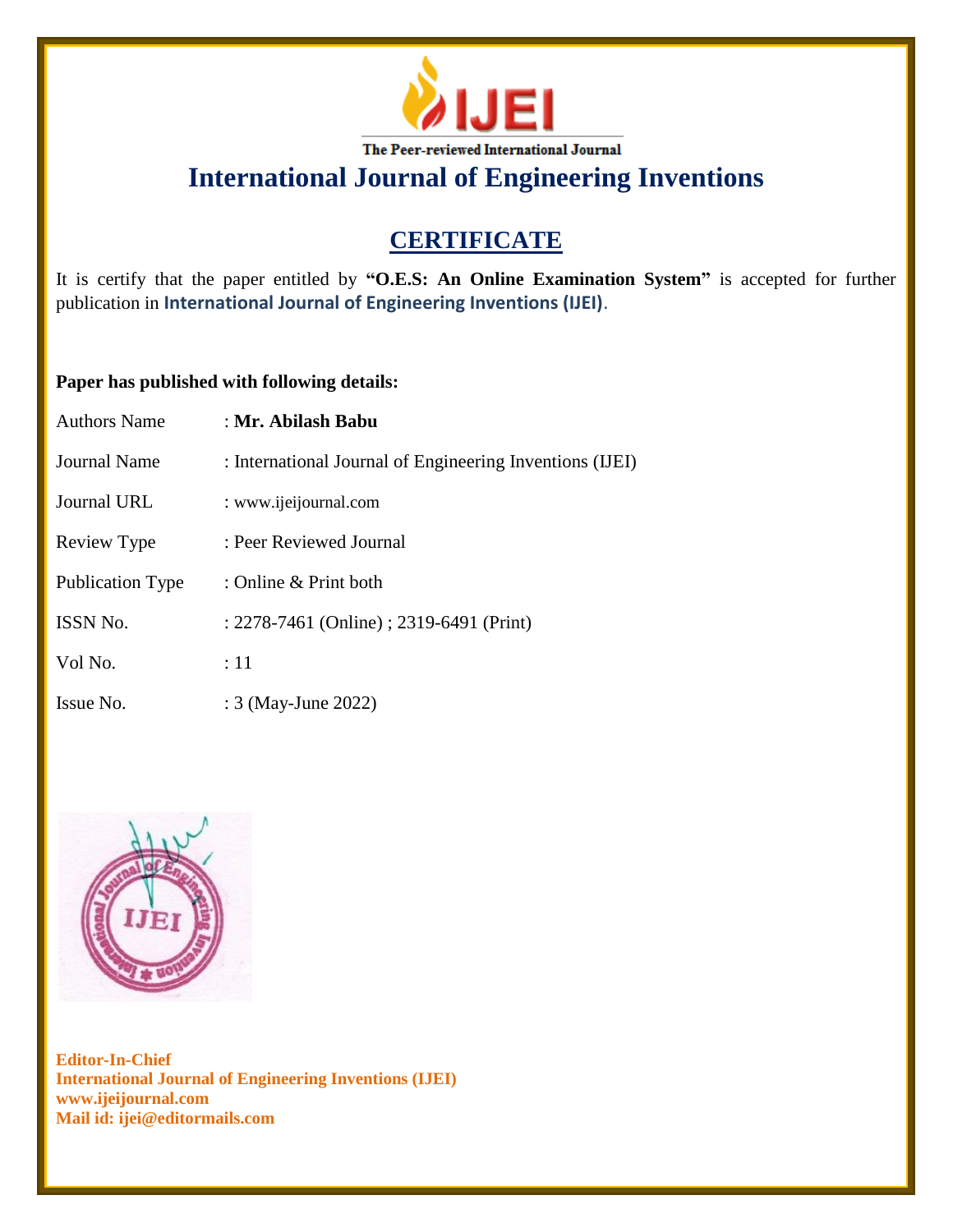IJEI

The Peer-reviewed International Journal

# International Journal of Engineering Inventions

## CERTIFICATE

It is certify that the paper entitled by **"O.E.S: An Online Examination System"** is accepted for further publication in **International Journal of Engineering Inventions (IJEI)**.

**Paper has published with following details:**

| | |
|---|---|
| Authors Name | : **Mr. Abilash Babu** |
| Journal Name | : International Journal of Engineering Inventions (IJEI) |
| Journal URL | : www.ijeijournal.com |
| Review Type | : Peer Reviewed Journal |
| Publication Type | : Online & Print both |
| ISSN No. | : 2278-7461 (Online) ; 2319-6491 (Print) |
| Vol No. | : 11 |
| Issue No. | : 3 (May-June 2022) |

**Editor-In-Chief**
**International Journal of Engineering Inventions (IJEI)**
**www.ijeijournal.com**
**Mail id: ijei@editormails.com**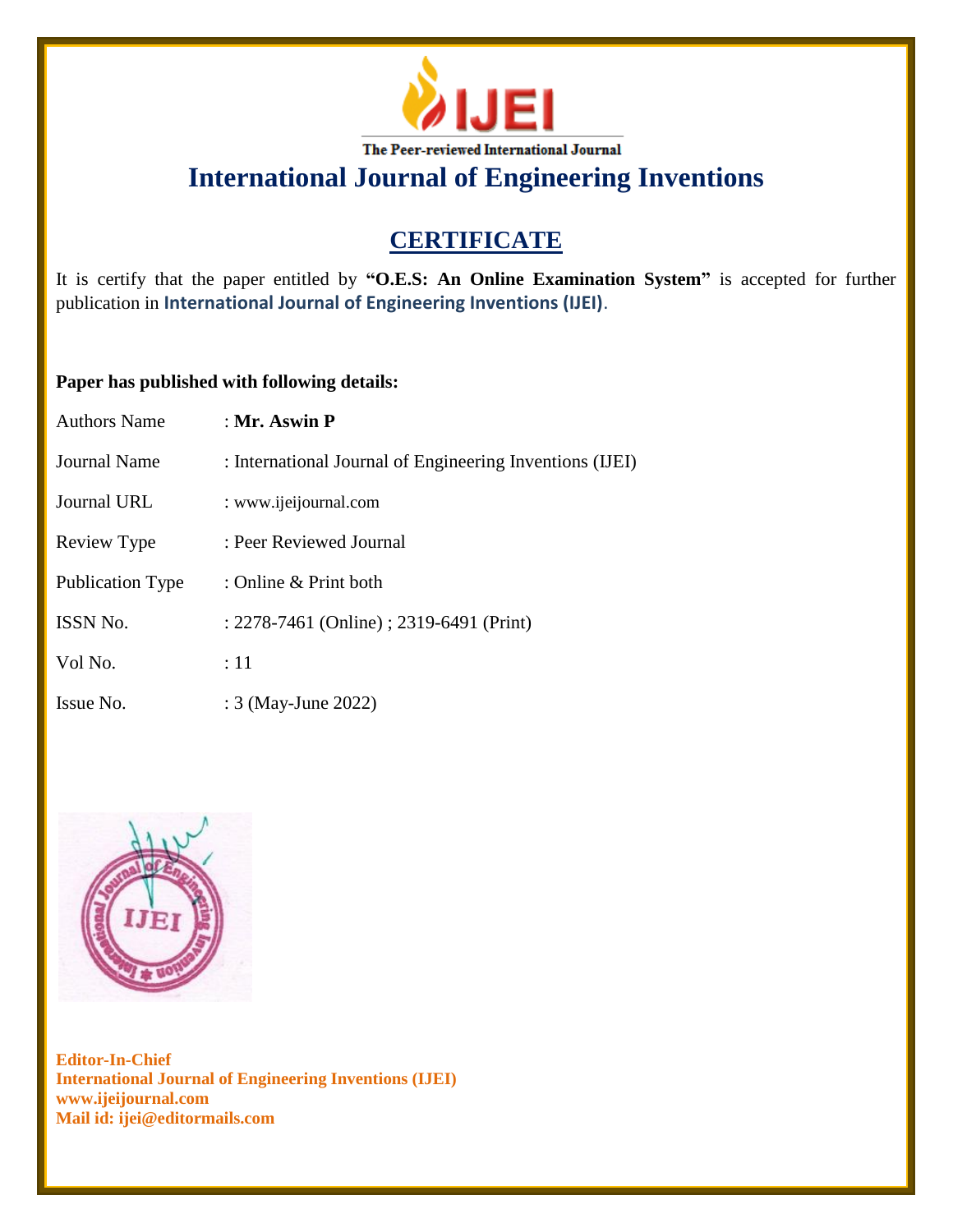The Peer-reviewed International Journal

# International Journal of Engineering Inventions

## CERTIFICATE

It is certify that the paper entitled by **"O.E.S: An Online Examination System"** is accepted for further publication in **International Journal of Engineering Inventions (IJEI)**.

**Paper has published with following details:**

| | |
|---|---|
| Authors Name | : **Mr. Aswin P** |
| Journal Name | : International Journal of Engineering Inventions (IJEI) |
| Journal URL | : www.ijeijournal.com |
| Review Type | : Peer Reviewed Journal |
| Publication Type | : Online & Print both |
| ISSN No. | : 2278-7461 (Online) ; 2319-6491 (Print) |
| Vol No. | : 11 |
| Issue No. | : 3 (May-June 2022) |

**Editor-In-Chief**
**International Journal of Engineering Inventions (IJEI)**
**www.ijeijournal.com**
**Mail id: ijei@editormails.com**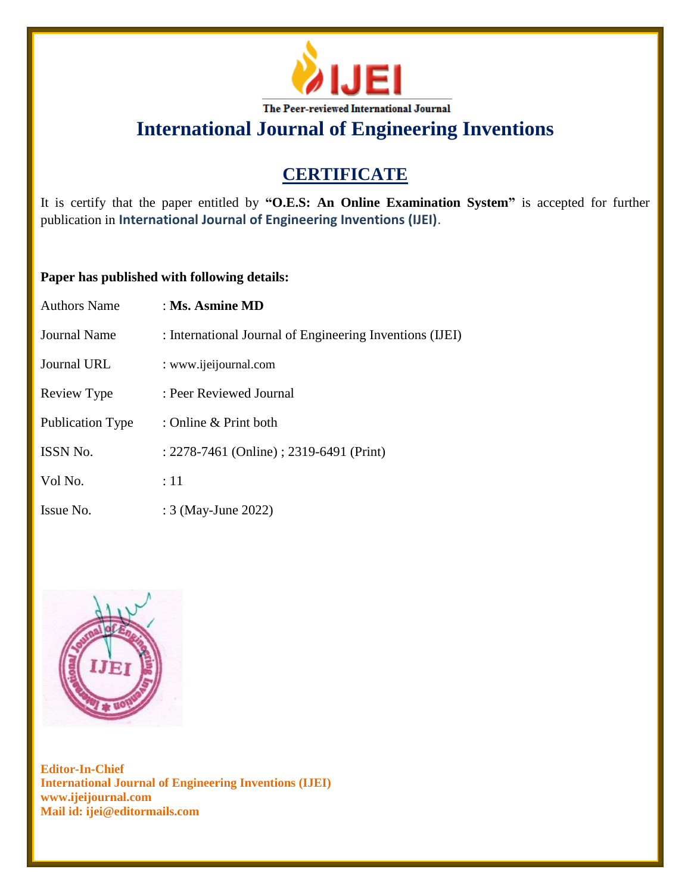The Peer-reviewed International Journal

# International Journal of Engineering Inventions

## CERTIFICATE

It is certify that the paper entitled by **"O.E.S: An Online Examination System"** is accepted for further publication in **International Journal of Engineering Inventions (IJEI)**.

**Paper has published with following details:**

| | |
|---|---|
| Authors Name | : **Ms. Asmine MD** |
| Journal Name | : International Journal of Engineering Inventions (IJEI) |
| Journal URL | : www.ijeijournal.com |
| Review Type | : Peer Reviewed Journal |
| Publication Type | : Online & Print both |
| ISSN No. | : 2278-7461 (Online) ; 2319-6491 (Print) |
| Vol No. | : 11 |
| Issue No. | : 3 (May-June 2022) |

**Editor-In-Chief**
**International Journal of Engineering Inventions (IJEI)**
**www.ijeijournal.com**
**Mail id: ijei@editormails.com**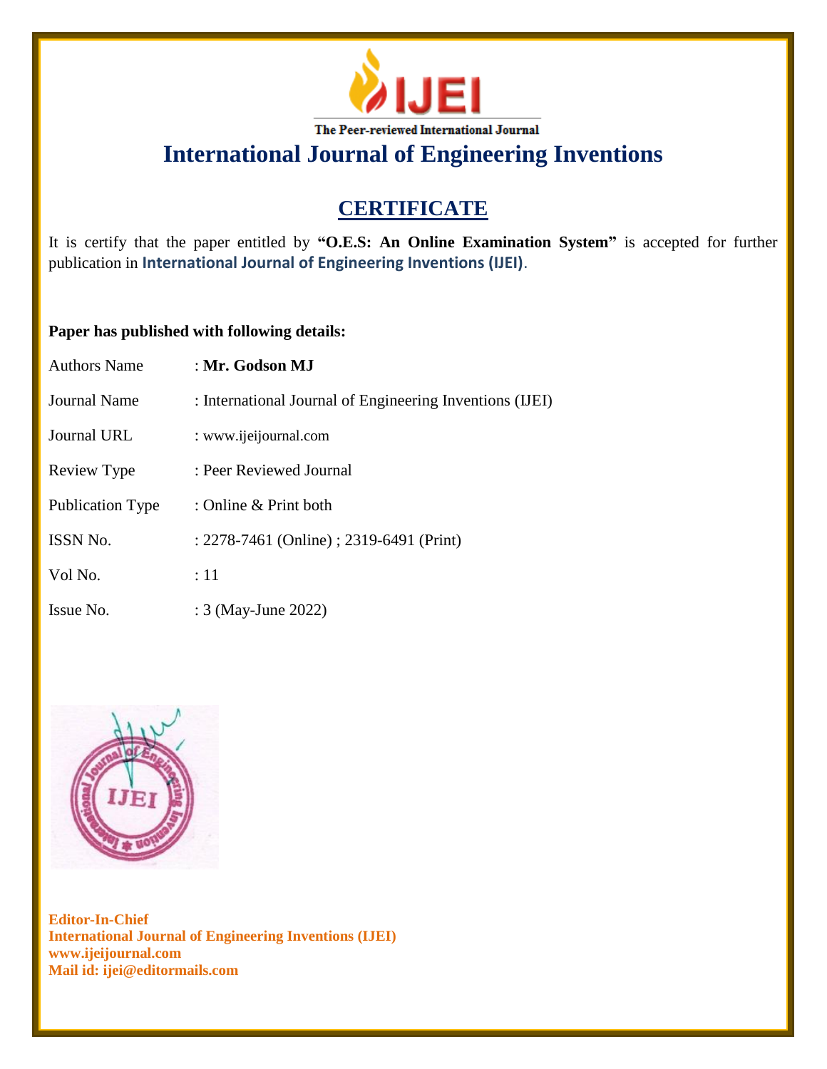IJEI

The Peer-reviewed International Journal

# International Journal of Engineering Inventions

## CERTIFICATE

It is certify that the paper entitled by **"O.E.S: An Online Examination System"** is accepted for further publication in **International Journal of Engineering Inventions (IJEI)**.

**Paper has published with following details:**

| | |
|---|---|
| Authors Name | : **Mr. Godson MJ** |
| Journal Name | : International Journal of Engineering Inventions (IJEI) |
| Journal URL | : www.ijeijournal.com |
| Review Type | : Peer Reviewed Journal |
| Publication Type | : Online & Print both |
| ISSN No. | : 2278-7461 (Online) ; 2319-6491 (Print) |
| Vol No. | : 11 |
| Issue No. | : 3 (May-June 2022) |

**Editor-In-Chief**
**International Journal of Engineering Inventions (IJEI)**
**www.ijeijournal.com**
**Mail id: ijei@editormails.com**